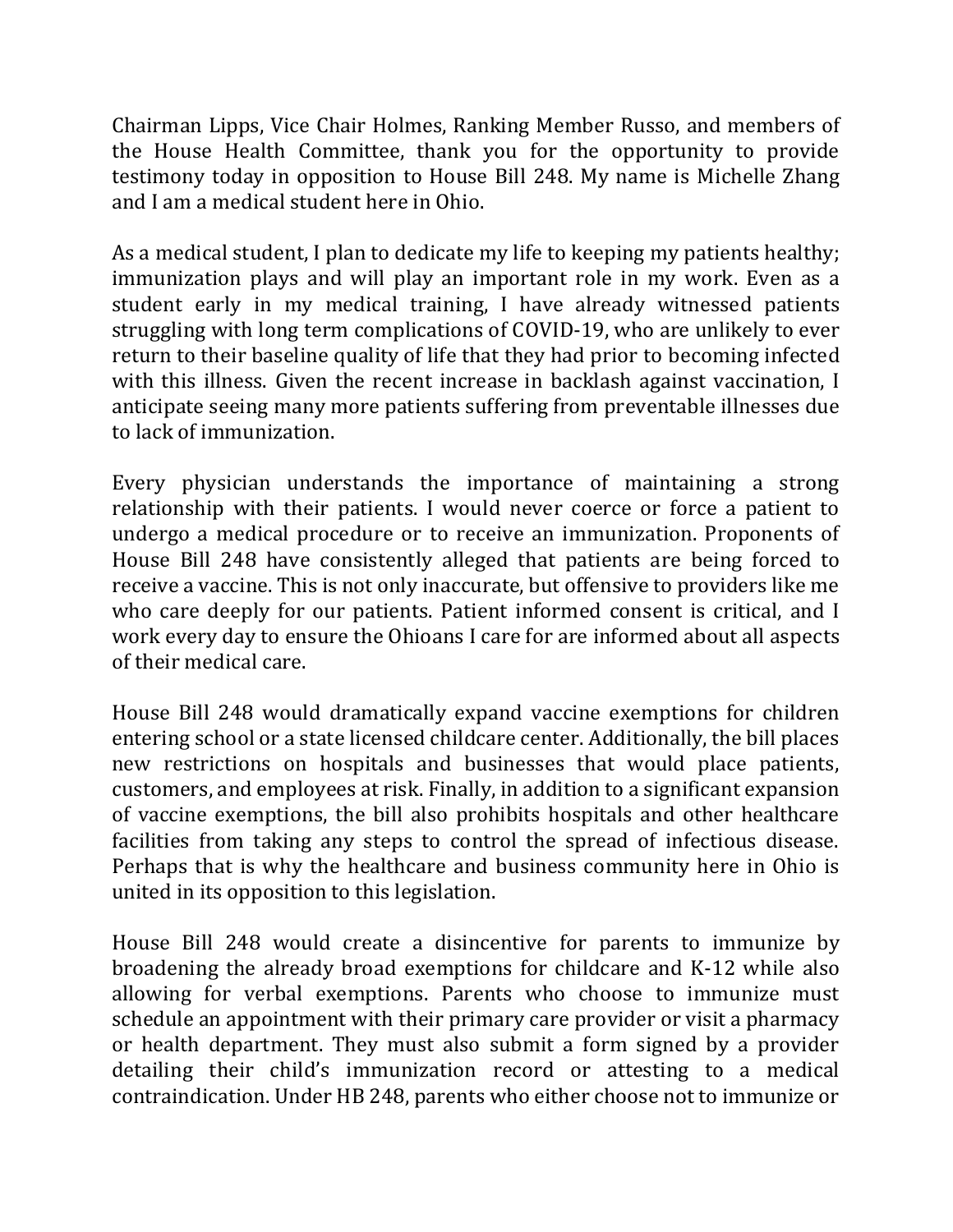Chairman Lipps, Vice Chair Holmes, Ranking Member Russo, and members of the House Health Committee, thank you for the opportunity to provide testimony today in opposition to House Bill 248. My name is Michelle Zhang and I am a medical student here in Ohio.

As a medical student, I plan to dedicate my life to keeping my patients healthy; immunization plays and will play an important role in my work. Even as a student early in my medical training, I have already witnessed patients struggling with long term complications of COVID-19, who are unlikely to ever return to their baseline quality of life that they had prior to becoming infected with this illness. Given the recent increase in backlash against vaccination, I anticipate seeing many more patients suffering from preventable illnesses due to lack of immunization.

Every physician understands the importance of maintaining a strong relationship with their patients. I would never coerce or force a patient to undergo a medical procedure or to receive an immunization. Proponents of House Bill 248 have consistently alleged that patients are being forced to receive a vaccine. This is not only inaccurate, but offensive to providers like me who care deeply for our patients. Patient informed consent is critical, and I work every day to ensure the Ohioans I care for are informed about all aspects of their medical care.

House Bill 248 would dramatically expand vaccine exemptions for children entering school or a state licensed childcare center. Additionally, the bill places new restrictions on hospitals and businesses that would place patients, customers, and employees at risk. Finally, in addition to a significant expansion of vaccine exemptions, the bill also prohibits hospitals and other healthcare facilities from taking any steps to control the spread of infectious disease. Perhaps that is why the healthcare and business community here in Ohio is united in its opposition to this legislation.

House Bill 248 would create a disincentive for parents to immunize by broadening the already broad exemptions for childcare and K-12 while also allowing for verbal exemptions. Parents who choose to immunize must schedule an appointment with their primary care provider or visit a pharmacy or health department. They must also submit a form signed by a provider detailing their child's immunization record or attesting to a medical contraindication. Under HB 248, parents who either choose not to immunize or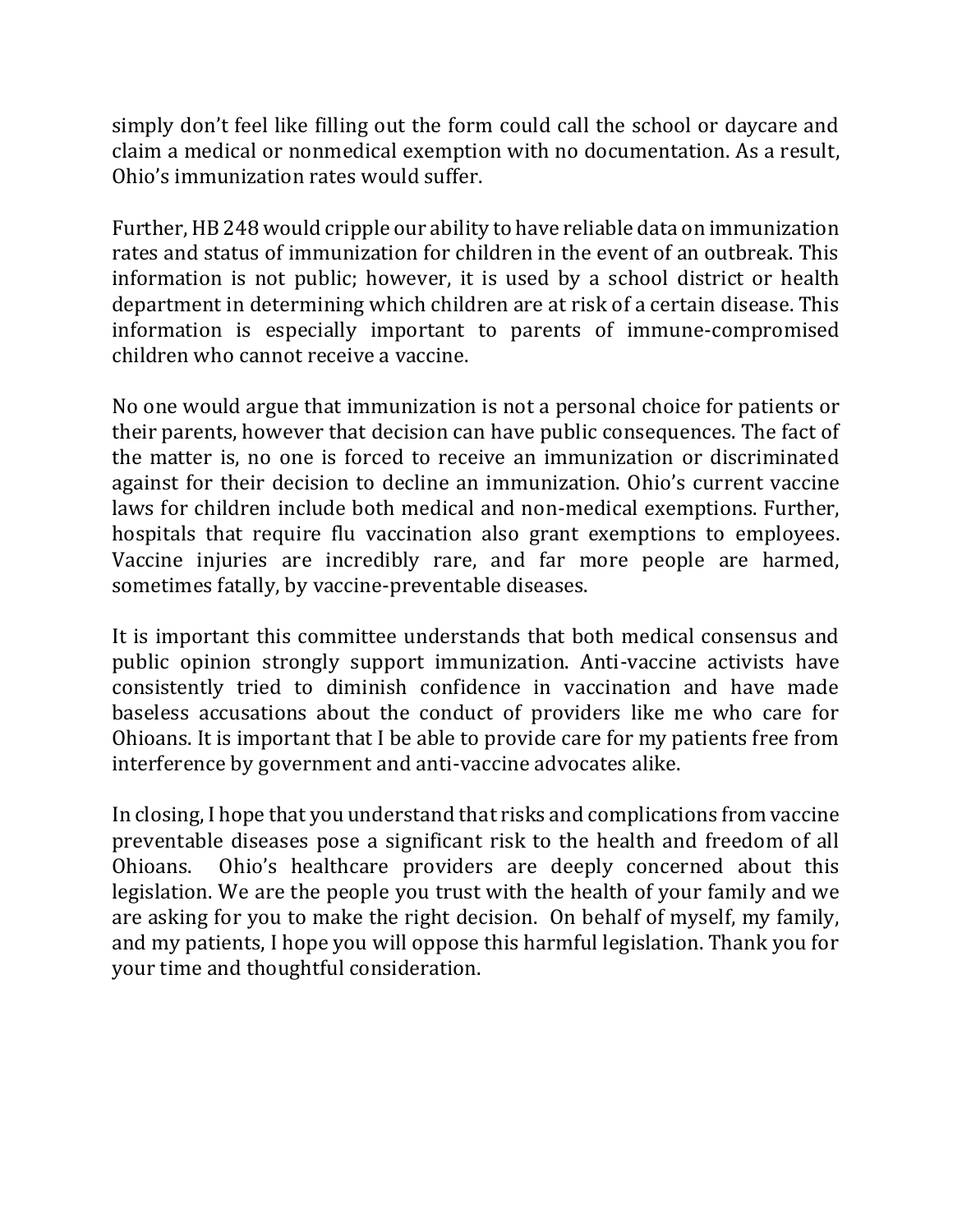simply don't feel like filling out the form could call the school or daycare and claim a medical or nonmedical exemption with no documentation. As a result, Ohio's immunization rates would suffer.

Further, HB 248 would cripple our ability to have reliable data on immunization rates and status of immunization for children in the event of an outbreak. This information is not public; however, it is used by a school district or health department in determining which children are at risk of a certain disease. This information is especially important to parents of immune-compromised children who cannot receive a vaccine.

No one would argue that immunization is not a personal choice for patients or their parents, however that decision can have public consequences. The fact of the matter is, no one is forced to receive an immunization or discriminated against for their decision to decline an immunization. Ohio's current vaccine laws for children include both medical and non-medical exemptions. Further, hospitals that require flu vaccination also grant exemptions to employees. Vaccine injuries are incredibly rare, and far more people are harmed, sometimes fatally, by vaccine-preventable diseases.

It is important this committee understands that both medical consensus and public opinion strongly support immunization. Anti-vaccine activists have consistently tried to diminish confidence in vaccination and have made baseless accusations about the conduct of providers like me who care for Ohioans. It is important that I be able to provide care for my patients free from interference by government and anti-vaccine advocates alike.

In closing, I hope that you understand that risks and complications from vaccine preventable diseases pose a significant risk to the health and freedom of all Ohioans. Ohio's healthcare providers are deeply concerned about this legislation. We are the people you trust with the health of your family and we are asking for you to make the right decision. On behalf of myself, my family, and my patients, I hope you will oppose this harmful legislation. Thank you for your time and thoughtful consideration.